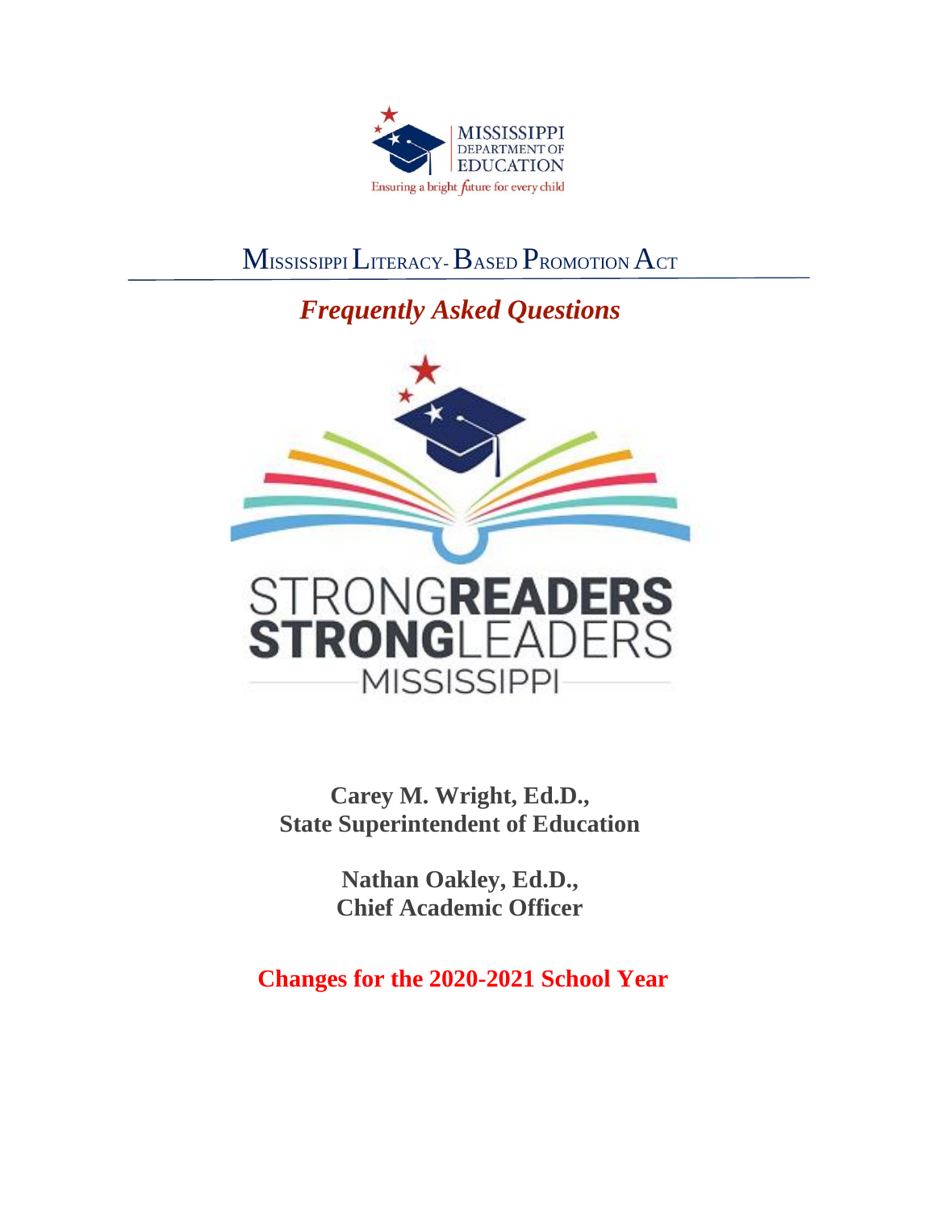MISSISSIPPI DEPARTMENT OF EDUCATION

Ensuring a bright future for every child

# Mississippi Literacy-Based Promotion Act

## *Frequently Asked Questions*

STRONG**READERS** **STRONG**LEADERS MISSISSIPPI

**Carey M. Wright, Ed.D.,**
**State Superintendent of Education**

**Nathan Oakley, Ed.D.,**
**Chief Academic Officer**

**Changes for the 2020-2021 School Year**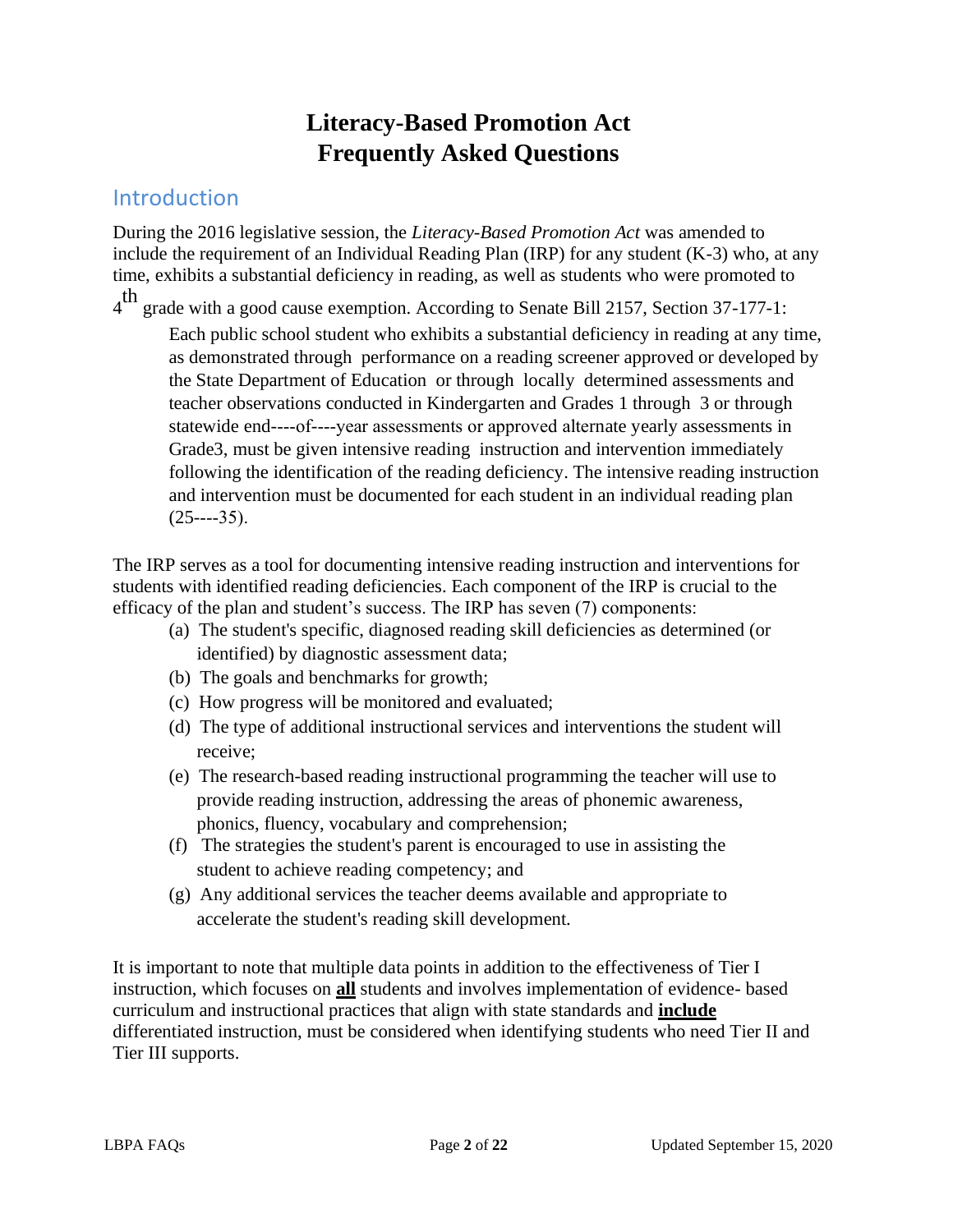# Literacy-Based Promotion Act
# Frequently Asked Questions

## Introduction

During the 2016 legislative session, the *Literacy-Based Promotion Act* was amended to include the requirement of an Individual Reading Plan (IRP) for any student (K-3) who, at any time, exhibits a substantial deficiency in reading, as well as students who were promoted to 4th grade with a good cause exemption. According to Senate Bill 2157, Section 37-177-1:

> Each public school student who exhibits a substantial deficiency in reading at any time, as demonstrated through performance on a reading screener approved or developed by the State Department of Education or through locally determined assessments and teacher observations conducted in Kindergarten and Grades 1 through 3 or through statewide end----of----year assessments or approved alternate yearly assessments in Grade3, must be given intensive reading instruction and intervention immediately following the identification of the reading deficiency. The intensive reading instruction and intervention must be documented for each student in an individual reading plan (25----35).

The IRP serves as a tool for documenting intensive reading instruction and interventions for students with identified reading deficiencies. Each component of the IRP is crucial to the efficacy of the plan and student's success. The IRP has seven (7) components:

(a) The student's specific, diagnosed reading skill deficiencies as determined (or identified) by diagnostic assessment data;
(b) The goals and benchmarks for growth;
(c) How progress will be monitored and evaluated;
(d) The type of additional instructional services and interventions the student will receive;
(e) The research-based reading instructional programming the teacher will use to provide reading instruction, addressing the areas of phonemic awareness, phonics, fluency, vocabulary and comprehension;
(f) The strategies the student's parent is encouraged to use in assisting the student to achieve reading competency; and
(g) Any additional services the teacher deems available and appropriate to accelerate the student's reading skill development.

It is important to note that multiple data points in addition to the effectiveness of Tier I instruction, which focuses on **all** students and involves implementation of evidence- based curriculum and instructional practices that align with state standards and **include** differentiated instruction, must be considered when identifying students who need Tier II and Tier III supports.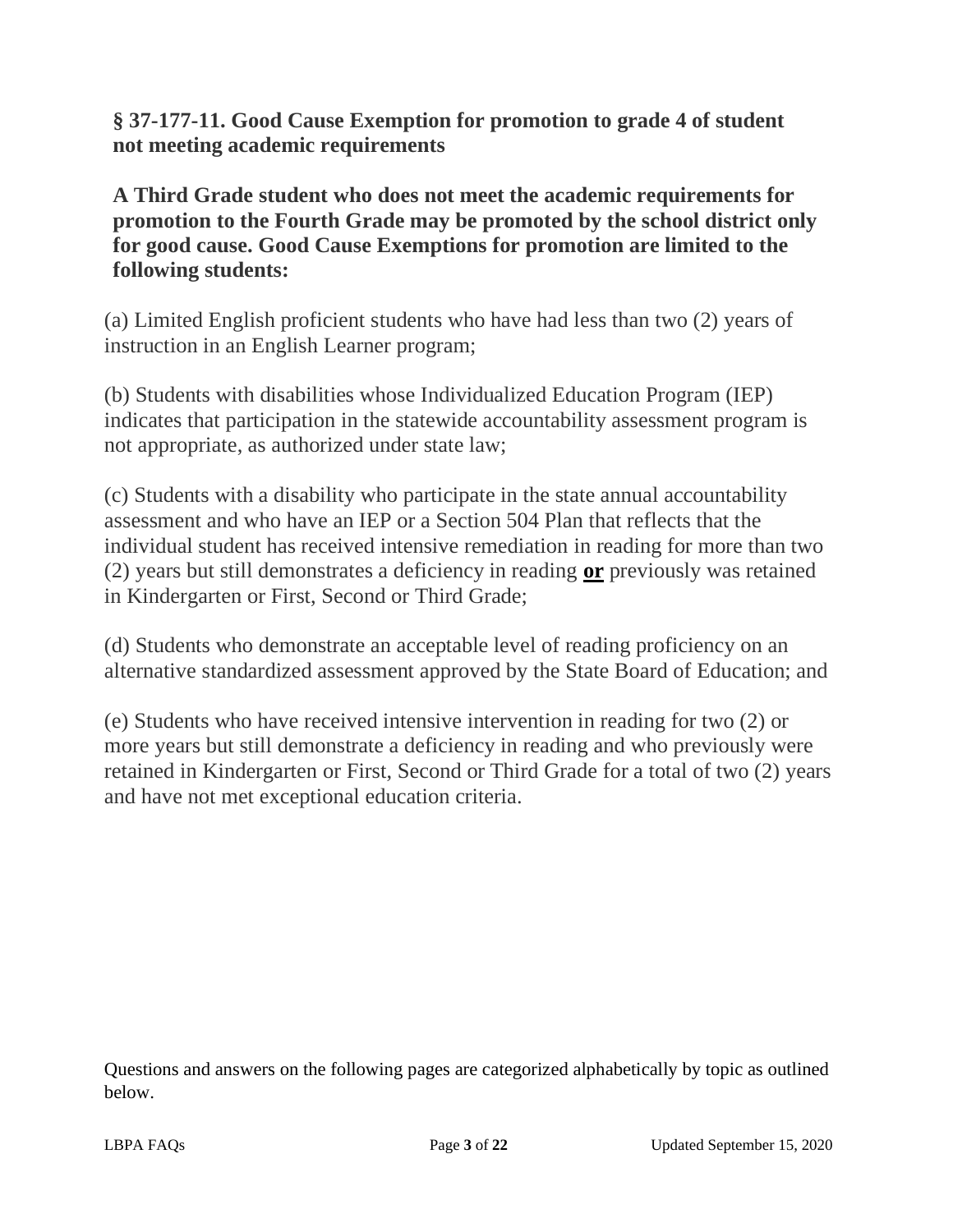## § 37-177-11. Good Cause Exemption for promotion to grade 4 of student not meeting academic requirements

**A Third Grade student who does not meet the academic requirements for promotion to the Fourth Grade may be promoted by the school district only for good cause. Good Cause Exemptions for promotion are limited to the following students:**

(a) Limited English proficient students who have had less than two (2) years of instruction in an English Learner program;

(b) Students with disabilities whose Individualized Education Program (IEP) indicates that participation in the statewide accountability assessment program is not appropriate, as authorized under state law;

(c) Students with a disability who participate in the state annual accountability assessment and who have an IEP or a Section 504 Plan that reflects that the individual student has received intensive remediation in reading for more than two (2) years but still demonstrates a deficiency in reading **or** previously was retained in Kindergarten or First, Second or Third Grade;

(d) Students who demonstrate an acceptable level of reading proficiency on an alternative standardized assessment approved by the State Board of Education; and

(e) Students who have received intensive intervention in reading for two (2) or more years but still demonstrate a deficiency in reading and who previously were retained in Kindergarten or First, Second or Third Grade for a total of two (2) years and have not met exceptional education criteria.

Questions and answers on the following pages are categorized alphabetically by topic as outlined below.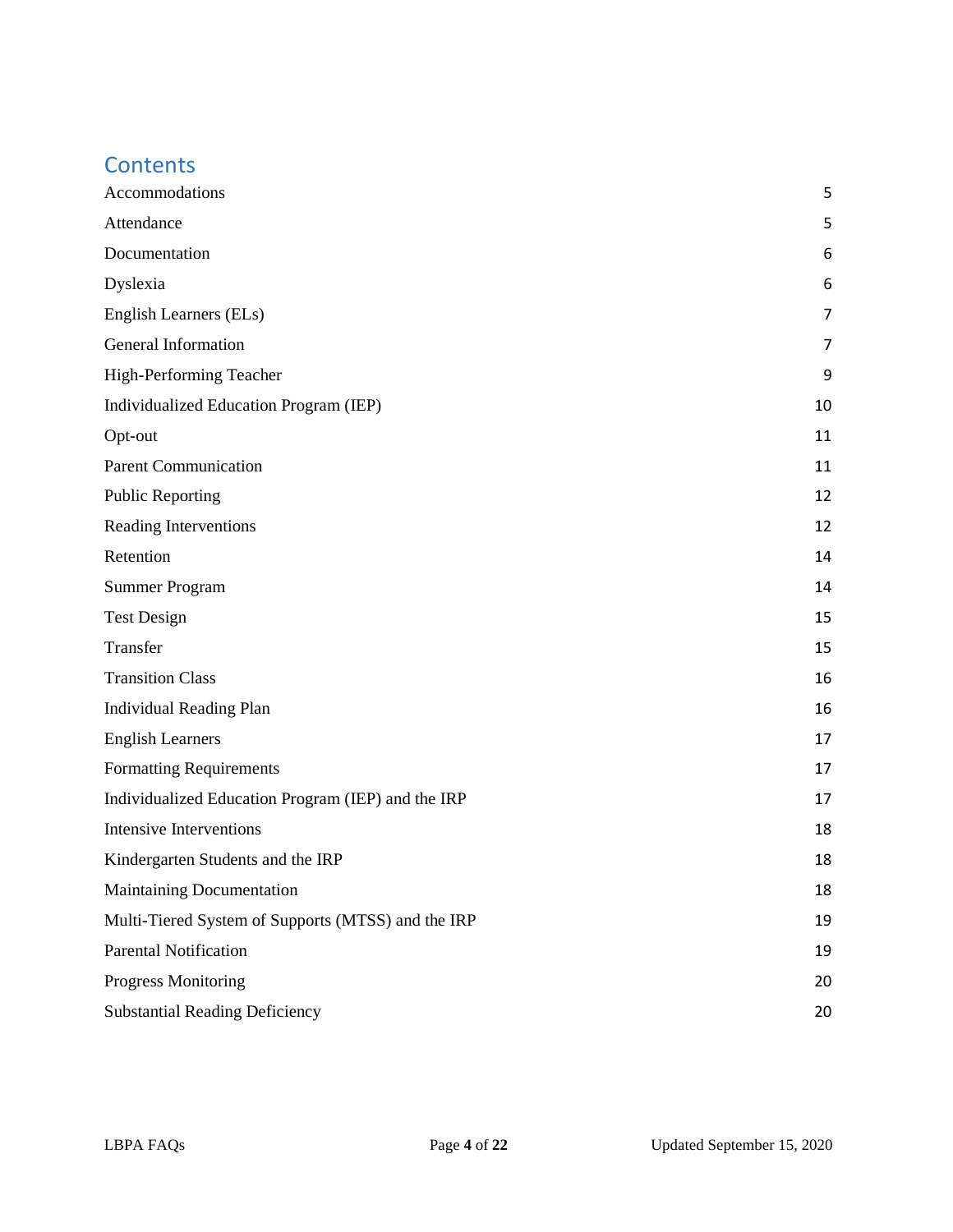## Contents

| | |
|---|---|
| Accommodations | 5 |
| Attendance | 5 |
| Documentation | 6 |
| Dyslexia | 6 |
| English Learners (ELs) | 7 |
| General Information | 7 |
| High-Performing Teacher | 9 |
| Individualized Education Program (IEP) | 10 |
| Opt-out | 11 |
| Parent Communication | 11 |
| Public Reporting | 12 |
| Reading Interventions | 12 |
| Retention | 14 |
| Summer Program | 14 |
| Test Design | 15 |
| Transfer | 15 |
| Transition Class | 16 |
| Individual Reading Plan | 16 |
| English Learners | 17 |
| Formatting Requirements | 17 |
| Individualized Education Program (IEP) and the IRP | 17 |
| Intensive Interventions | 18 |
| Kindergarten Students and the IRP | 18 |
| Maintaining Documentation | 18 |
| Multi-Tiered System of Supports (MTSS) and the IRP | 19 |
| Parental Notification | 19 |
| Progress Monitoring | 20 |
| Substantial Reading Deficiency | 20 |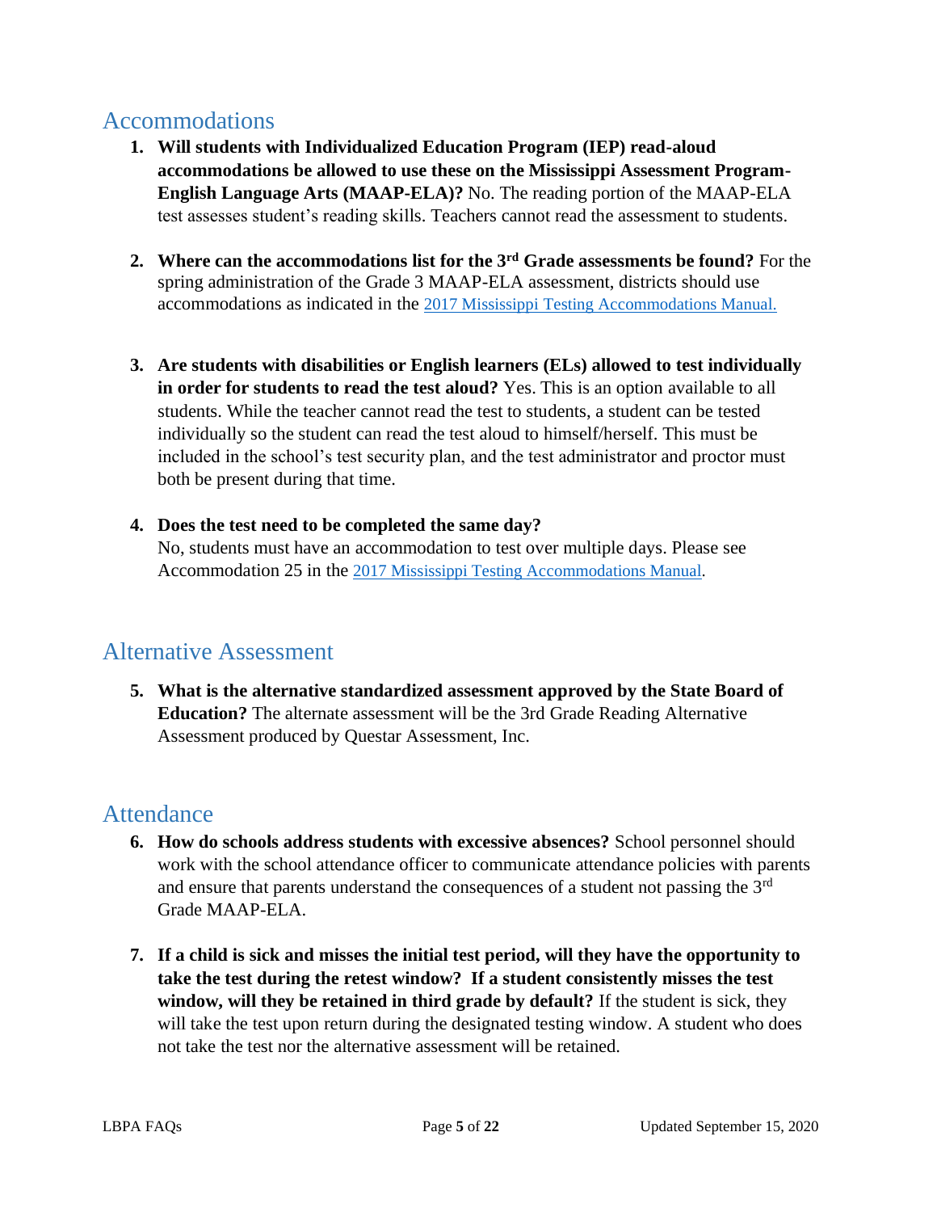## Accommodations

1. **Will students with Individualized Education Program (IEP) read-aloud accommodations be allowed to use these on the Mississippi Assessment Program-English Language Arts (MAAP-ELA)?** No. The reading portion of the MAAP-ELA test assesses student's reading skills. Teachers cannot read the assessment to students.

2. **Where can the accommodations list for the 3rd Grade assessments be found?** For the spring administration of the Grade 3 MAAP-ELA assessment, districts should use accommodations as indicated in the 2017 Mississippi Testing Accommodations Manual.

3. **Are students with disabilities or English learners (ELs) allowed to test individually in order for students to read the test aloud?** Yes. This is an option available to all students. While the teacher cannot read the test to students, a student can be tested individually so the student can read the test aloud to himself/herself. This must be included in the school's test security plan, and the test administrator and proctor must both be present during that time.

4. **Does the test need to be completed the same day?**
   No, students must have an accommodation to test over multiple days. Please see Accommodation 25 in the 2017 Mississippi Testing Accommodations Manual.

## Alternative Assessment

5. **What is the alternative standardized assessment approved by the State Board of Education?** The alternate assessment will be the 3rd Grade Reading Alternative Assessment produced by Questar Assessment, Inc.

## Attendance

6. **How do schools address students with excessive absences?** School personnel should work with the school attendance officer to communicate attendance policies with parents and ensure that parents understand the consequences of a student not passing the 3rd Grade MAAP-ELA.

7. **If a child is sick and misses the initial test period, will they have the opportunity to take the test during the retest window? If a student consistently misses the test window, will they be retained in third grade by default?** If the student is sick, they will take the test upon return during the designated testing window. A student who does not take the test nor the alternative assessment will be retained.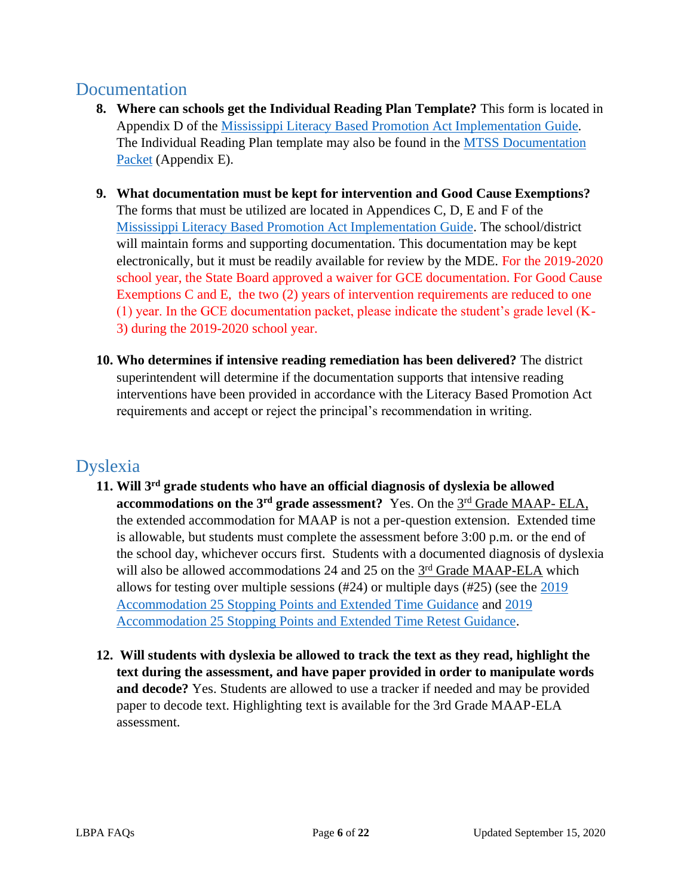## Documentation

8. **Where can schools get the Individual Reading Plan Template?** This form is located in Appendix D of the Mississippi Literacy Based Promotion Act Implementation Guide. The Individual Reading Plan template may also be found in the MTSS Documentation Packet (Appendix E).

9. **What documentation must be kept for intervention and Good Cause Exemptions?** The forms that must be utilized are located in Appendices C, D, E and F of the Mississippi Literacy Based Promotion Act Implementation Guide. The school/district will maintain forms and supporting documentation. This documentation may be kept electronically, but it must be readily available for review by the MDE. For the 2019-2020 school year, the State Board approved a waiver for GCE documentation. For Good Cause Exemptions C and E, the two (2) years of intervention requirements are reduced to one (1) year. In the GCE documentation packet, please indicate the student's grade level (K-3) during the 2019-2020 school year.

10. **Who determines if intensive reading remediation has been delivered?** The district superintendent will determine if the documentation supports that intensive reading interventions have been provided in accordance with the Literacy Based Promotion Act requirements and accept or reject the principal's recommendation in writing.

## Dyslexia

11. **Will 3rd grade students who have an official diagnosis of dyslexia be allowed accommodations on the 3rd grade assessment?** Yes. On the 3rd Grade MAAP- ELA, the extended accommodation for MAAP is not a per-question extension. Extended time is allowable, but students must complete the assessment before 3:00 p.m. or the end of the school day, whichever occurs first. Students with a documented diagnosis of dyslexia will also be allowed accommodations 24 and 25 on the 3rd Grade MAAP-ELA which allows for testing over multiple sessions (#24) or multiple days (#25) (see the 2019 Accommodation 25 Stopping Points and Extended Time Guidance and 2019 Accommodation 25 Stopping Points and Extended Time Retest Guidance.

12. **Will students with dyslexia be allowed to track the text as they read, highlight the text during the assessment, and have paper provided in order to manipulate words and decode?** Yes. Students are allowed to use a tracker if needed and may be provided paper to decode text. Highlighting text is available for the 3rd Grade MAAP-ELA assessment.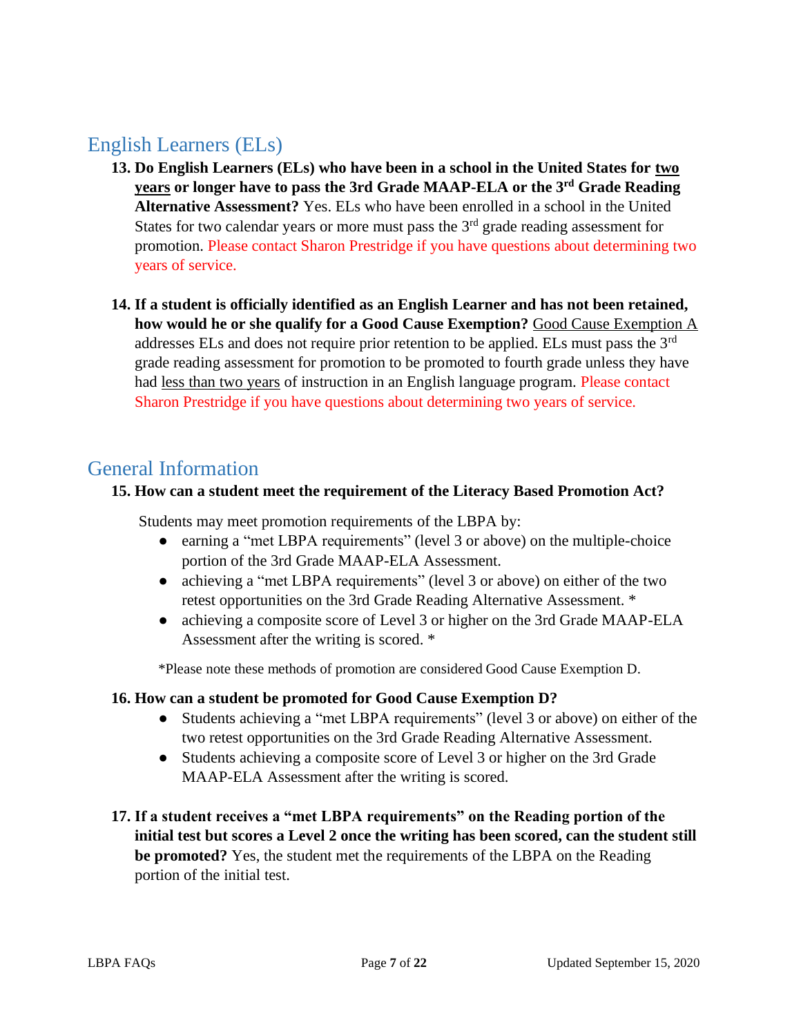## English Learners (ELs)

13. **Do English Learners (ELs) who have been in a school in the United States for two years or longer have to pass the 3rd Grade MAAP-ELA or the 3rd Grade Reading Alternative Assessment?** Yes. ELs who have been enrolled in a school in the United States for two calendar years or more must pass the 3rd grade reading assessment for promotion. Please contact Sharon Prestridge if you have questions about determining two years of service.

14. **If a student is officially identified as an English Learner and has not been retained, how would he or she qualify for a Good Cause Exemption?** Good Cause Exemption A addresses ELs and does not require prior retention to be applied. ELs must pass the 3rd grade reading assessment for promotion to be promoted to fourth grade unless they have had less than two years of instruction in an English language program. Please contact Sharon Prestridge if you have questions about determining two years of service.

## General Information

15. **How can a student meet the requirement of the Literacy Based Promotion Act?**

    Students may meet promotion requirements of the LBPA by:

    - earning a "met LBPA requirements" (level 3 or above) on the multiple-choice portion of the 3rd Grade MAAP-ELA Assessment.
    - achieving a "met LBPA requirements" (level 3 or above) on either of the two retest opportunities on the 3rd Grade Reading Alternative Assessment. *
    - achieving a composite score of Level 3 or higher on the 3rd Grade MAAP-ELA Assessment after the writing is scored. *

    *Please note these methods of promotion are considered Good Cause Exemption D.

16. **How can a student be promoted for Good Cause Exemption D?**

    - Students achieving a "met LBPA requirements" (level 3 or above) on either of the two retest opportunities on the 3rd Grade Reading Alternative Assessment.
    - Students achieving a composite score of Level 3 or higher on the 3rd Grade MAAP-ELA Assessment after the writing is scored.

17. **If a student receives a "met LBPA requirements" on the Reading portion of the initial test but scores a Level 2 once the writing has been scored, can the student still be promoted?** Yes, the student met the requirements of the LBPA on the Reading portion of the initial test.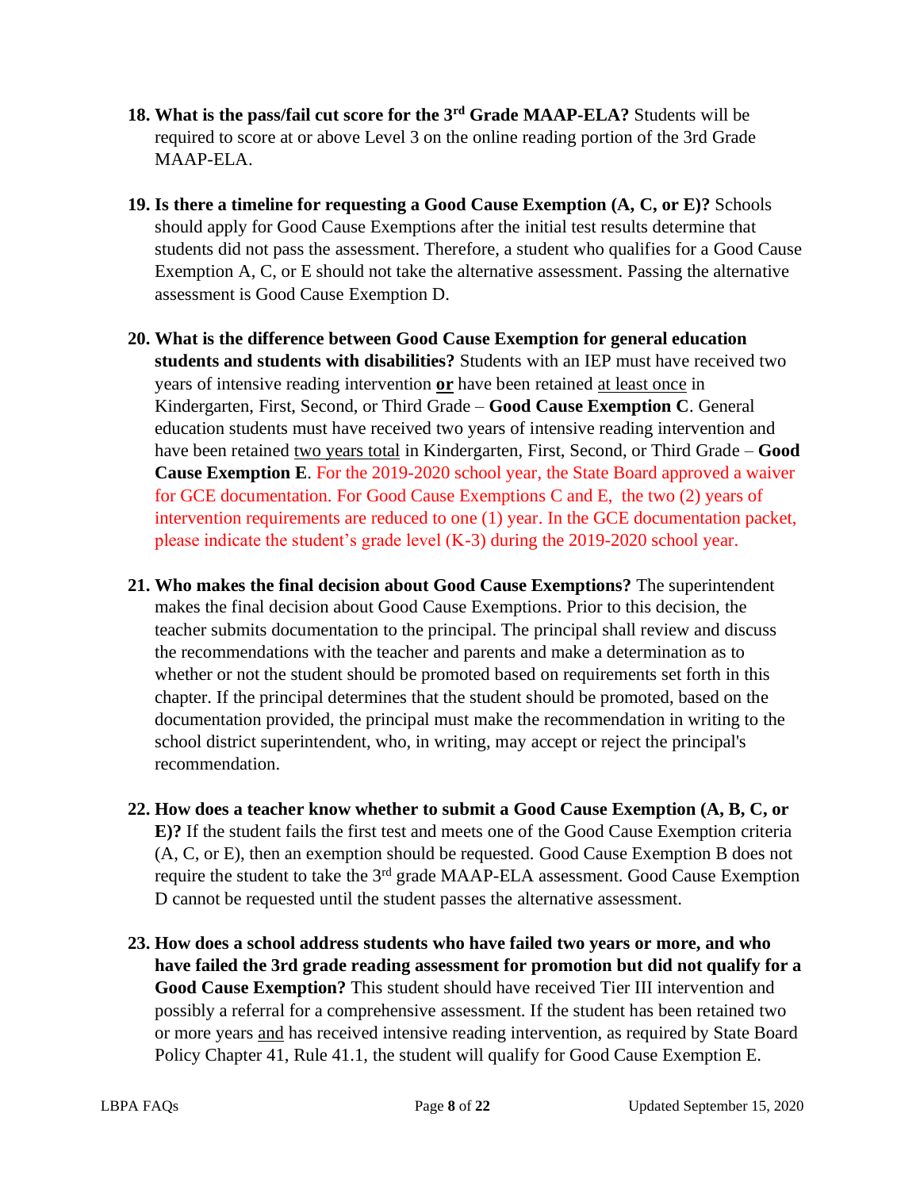18. **What is the pass/fail cut score for the 3rd Grade MAAP-ELA?** Students will be required to score at or above Level 3 on the online reading portion of the 3rd Grade MAAP-ELA.

19. **Is there a timeline for requesting a Good Cause Exemption (A, C, or E)?** Schools should apply for Good Cause Exemptions after the initial test results determine that students did not pass the assessment. Therefore, a student who qualifies for a Good Cause Exemption A, C, or E should not take the alternative assessment. Passing the alternative assessment is Good Cause Exemption D.

20. **What is the difference between Good Cause Exemption for general education students and students with disabilities?** Students with an IEP must have received two years of intensive reading intervention **or** have been retained at least once in Kindergarten, First, Second, or Third Grade – **Good Cause Exemption C**. General education students must have received two years of intensive reading intervention and have been retained two years total in Kindergarten, First, Second, or Third Grade – **Good Cause Exemption E**. For the 2019-2020 school year, the State Board approved a waiver for GCE documentation. For Good Cause Exemptions C and E, the two (2) years of intervention requirements are reduced to one (1) year. In the GCE documentation packet, please indicate the student's grade level (K-3) during the 2019-2020 school year.

21. **Who makes the final decision about Good Cause Exemptions?** The superintendent makes the final decision about Good Cause Exemptions. Prior to this decision, the teacher submits documentation to the principal. The principal shall review and discuss the recommendations with the teacher and parents and make a determination as to whether or not the student should be promoted based on requirements set forth in this chapter. If the principal determines that the student should be promoted, based on the documentation provided, the principal must make the recommendation in writing to the school district superintendent, who, in writing, may accept or reject the principal's recommendation.

22. **How does a teacher know whether to submit a Good Cause Exemption (A, B, C, or E)?** If the student fails the first test and meets one of the Good Cause Exemption criteria (A, C, or E), then an exemption should be requested. Good Cause Exemption B does not require the student to take the 3rd grade MAAP-ELA assessment. Good Cause Exemption D cannot be requested until the student passes the alternative assessment.

23. **How does a school address students who have failed two years or more, and who have failed the 3rd grade reading assessment for promotion but did not qualify for a Good Cause Exemption?** This student should have received Tier III intervention and possibly a referral for a comprehensive assessment. If the student has been retained two or more years and has received intensive reading intervention, as required by State Board Policy Chapter 41, Rule 41.1, the student will qualify for Good Cause Exemption E.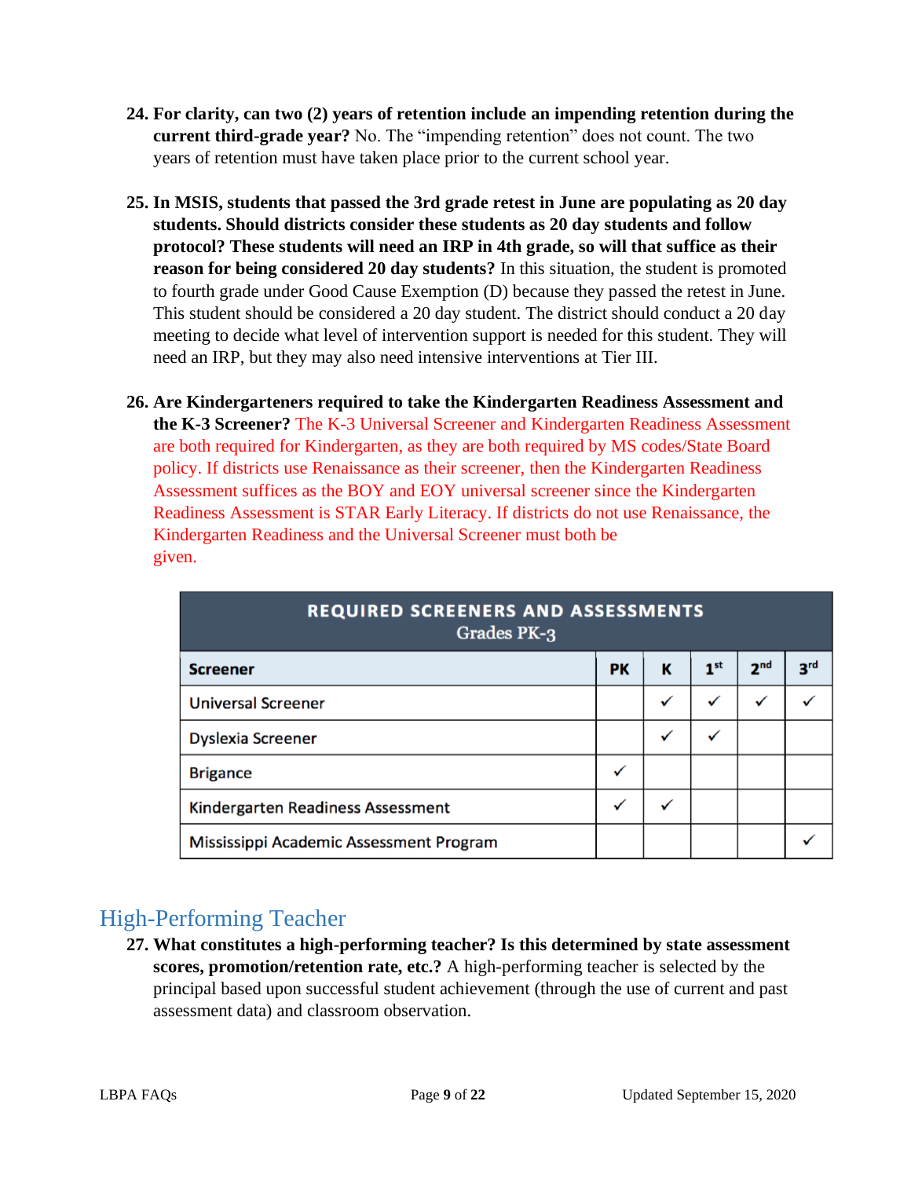24. **For clarity, can two (2) years of retention include an impending retention during the current third-grade year?** No. The "impending retention" does not count. The two years of retention must have taken place prior to the current school year.

25. **In MSIS, students that passed the 3rd grade retest in June are populating as 20 day students. Should districts consider these students as 20 day students and follow protocol? These students will need an IRP in 4th grade, so will that suffice as their reason for being considered 20 day students?** In this situation, the student is promoted to fourth grade under Good Cause Exemption (D) because they passed the retest in June. This student should be considered a 20 day student. The district should conduct a 20 day meeting to decide what level of intervention support is needed for this student. They will need an IRP, but they may also need intensive interventions at Tier III.

26. **Are Kindergarteners required to take the Kindergarten Readiness Assessment and the K-3 Screener?** The K-3 Universal Screener and Kindergarten Readiness Assessment are both required for Kindergarten, as they are both required by MS codes/State Board policy. If districts use Renaissance as their screener, then the Kindergarten Readiness Assessment suffices as the BOY and EOY universal screener since the Kindergarten Readiness Assessment is STAR Early Literacy. If districts do not use Renaissance, the Kindergarten Readiness and the Universal Screener must both be given.

| **REQUIRED SCREENERS AND ASSESSMENTS** Grades PK-3 | | | | | |
|---|---|---|---|---|---|
| **Screener** | **PK** | **K** | **1st** | **2nd** | **3rd** |
| Universal Screener | | ✓ | ✓ | ✓ | ✓ |
| Dyslexia Screener | | ✓ | ✓ | | |
| Brigance | ✓ | | | | |
| Kindergarten Readiness Assessment | ✓ | ✓ | | | |
| Mississippi Academic Assessment Program | | | | | ✓ |

## High-Performing Teacher

27. **What constitutes a high-performing teacher? Is this determined by state assessment scores, promotion/retention rate, etc.?** A high-performing teacher is selected by the principal based upon successful student achievement (through the use of current and past assessment data) and classroom observation.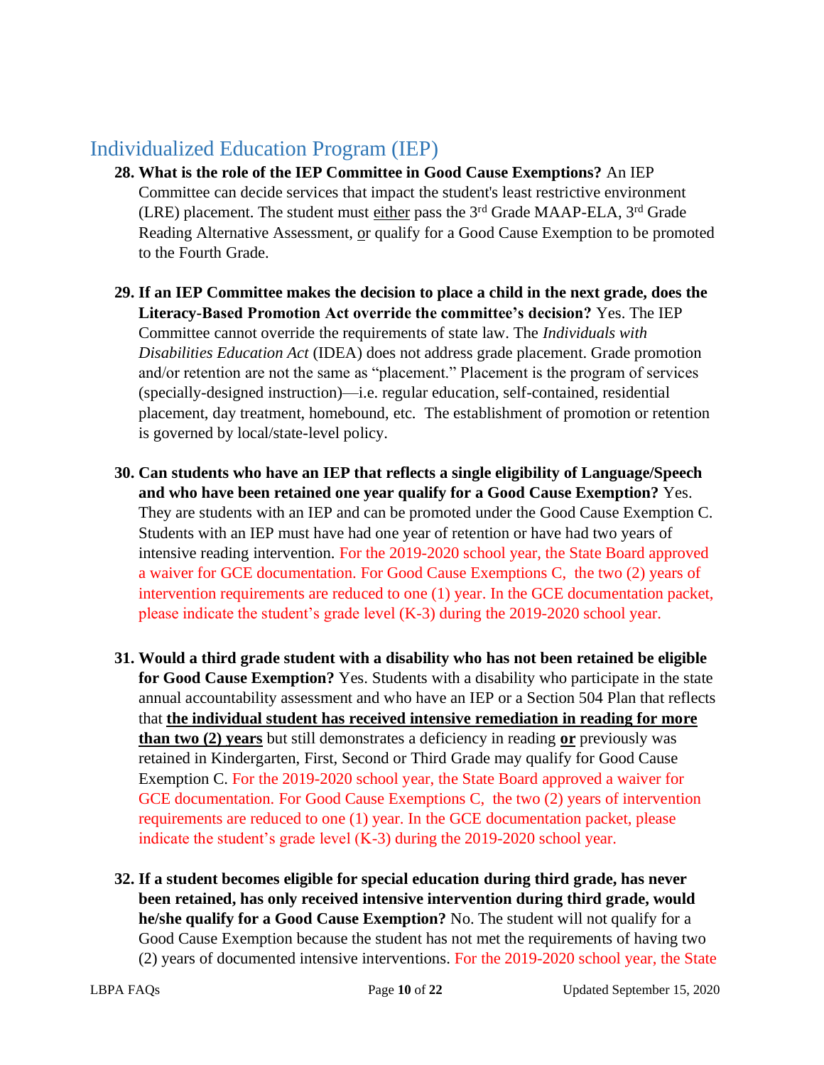## Individualized Education Program (IEP)

28. **What is the role of the IEP Committee in Good Cause Exemptions?** An IEP Committee can decide services that impact the student's least restrictive environment (LRE) placement. The student must either pass the 3rd Grade MAAP-ELA, 3rd Grade Reading Alternative Assessment, or qualify for a Good Cause Exemption to be promoted to the Fourth Grade.

29. **If an IEP Committee makes the decision to place a child in the next grade, does the Literacy-Based Promotion Act override the committee's decision?** Yes. The IEP Committee cannot override the requirements of state law. The *Individuals with Disabilities Education Act* (IDEA) does not address grade placement. Grade promotion and/or retention are not the same as "placement." Placement is the program of services (specially-designed instruction)—i.e. regular education, self-contained, residential placement, day treatment, homebound, etc. The establishment of promotion or retention is governed by local/state-level policy.

30. **Can students who have an IEP that reflects a single eligibility of Language/Speech and who have been retained one year qualify for a Good Cause Exemption?** Yes. They are students with an IEP and can be promoted under the Good Cause Exemption C. Students with an IEP must have had one year of retention or have had two years of intensive reading intervention. For the 2019-2020 school year, the State Board approved a waiver for GCE documentation. For Good Cause Exemptions C, the two (2) years of intervention requirements are reduced to one (1) year. In the GCE documentation packet, please indicate the student's grade level (K-3) during the 2019-2020 school year.

31. **Would a third grade student with a disability who has not been retained be eligible for Good Cause Exemption?** Yes. Students with a disability who participate in the state annual accountability assessment and who have an IEP or a Section 504 Plan that reflects that **the individual student has received intensive remediation in reading for more than two (2) years** but still demonstrates a deficiency in reading **or** previously was retained in Kindergarten, First, Second or Third Grade may qualify for Good Cause Exemption C. For the 2019-2020 school year, the State Board approved a waiver for GCE documentation. For Good Cause Exemptions C, the two (2) years of intervention requirements are reduced to one (1) year. In the GCE documentation packet, please indicate the student's grade level (K-3) during the 2019-2020 school year.

32. **If a student becomes eligible for special education during third grade, has never been retained, has only received intensive intervention during third grade, would he/she qualify for a Good Cause Exemption?** No. The student will not qualify for a Good Cause Exemption because the student has not met the requirements of having two (2) years of documented intensive interventions. For the 2019-2020 school year, the State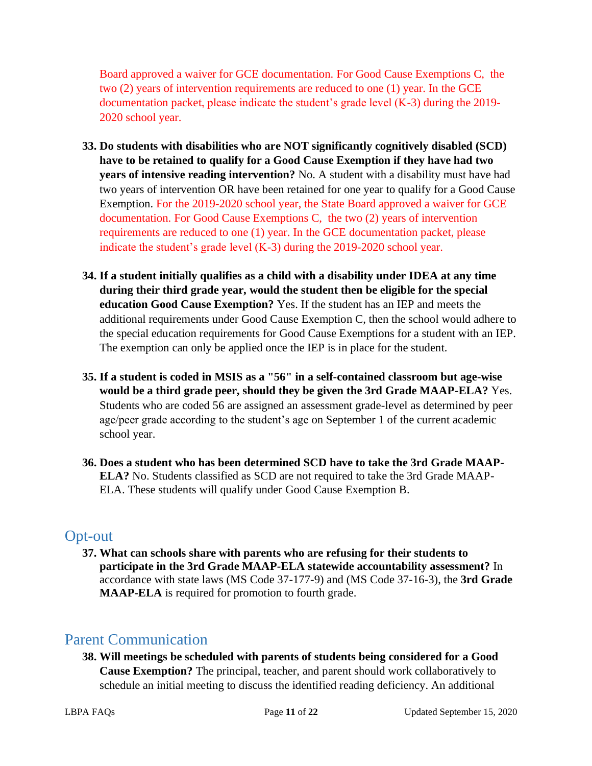Board approved a waiver for GCE documentation. For Good Cause Exemptions C, the two (2) years of intervention requirements are reduced to one (1) year. In the GCE documentation packet, please indicate the student's grade level (K-3) during the 2019-2020 school year.

33. **Do students with disabilities who are NOT significantly cognitively disabled (SCD) have to be retained to qualify for a Good Cause Exemption if they have had two years of intensive reading intervention?** No. A student with a disability must have had two years of intervention OR have been retained for one year to qualify for a Good Cause Exemption. For the 2019-2020 school year, the State Board approved a waiver for GCE documentation. For Good Cause Exemptions C, the two (2) years of intervention requirements are reduced to one (1) year. In the GCE documentation packet, please indicate the student's grade level (K-3) during the 2019-2020 school year.

34. **If a student initially qualifies as a child with a disability under IDEA at any time during their third grade year, would the student then be eligible for the special education Good Cause Exemption?** Yes. If the student has an IEP and meets the additional requirements under Good Cause Exemption C, then the school would adhere to the special education requirements for Good Cause Exemptions for a student with an IEP. The exemption can only be applied once the IEP is in place for the student.

35. **If a student is coded in MSIS as a "56" in a self-contained classroom but age-wise would be a third grade peer, should they be given the 3rd Grade MAAP-ELA?** Yes. Students who are coded 56 are assigned an assessment grade-level as determined by peer age/peer grade according to the student's age on September 1 of the current academic school year.

36. **Does a student who has been determined SCD have to take the 3rd Grade MAAP-ELA?** No. Students classified as SCD are not required to take the 3rd Grade MAAP-ELA. These students will qualify under Good Cause Exemption B.

## Opt-out

37. **What can schools share with parents who are refusing for their students to participate in the 3rd Grade MAAP-ELA statewide accountability assessment?** In accordance with state laws (MS Code 37-177-9) and (MS Code 37-16-3), the **3rd Grade MAAP-ELA** is required for promotion to fourth grade.

## Parent Communication

38. **Will meetings be scheduled with parents of students being considered for a Good Cause Exemption?** The principal, teacher, and parent should work collaboratively to schedule an initial meeting to discuss the identified reading deficiency. An additional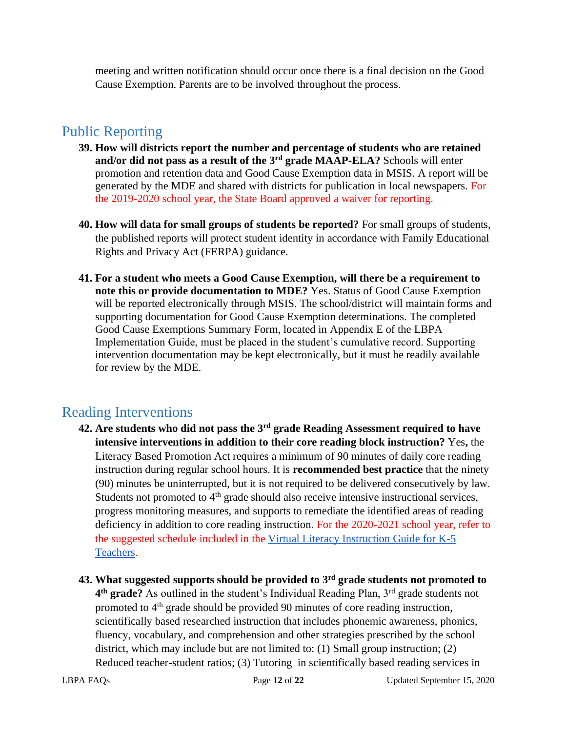meeting and written notification should occur once there is a final decision on the Good Cause Exemption. Parents are to be involved throughout the process.

## Public Reporting

39. **How will districts report the number and percentage of students who are retained and/or did not pass as a result of the 3rd grade MAAP-ELA?** Schools will enter promotion and retention data and Good Cause Exemption data in MSIS. A report will be generated by the MDE and shared with districts for publication in local newspapers. For the 2019-2020 school year, the State Board approved a waiver for reporting.

40. **How will data for small groups of students be reported?** For small groups of students, the published reports will protect student identity in accordance with Family Educational Rights and Privacy Act (FERPA) guidance.

41. **For a student who meets a Good Cause Exemption, will there be a requirement to note this or provide documentation to MDE?** Yes. Status of Good Cause Exemption will be reported electronically through MSIS. The school/district will maintain forms and supporting documentation for Good Cause Exemption determinations. The completed Good Cause Exemptions Summary Form, located in Appendix E of the LBPA Implementation Guide, must be placed in the student's cumulative record. Supporting intervention documentation may be kept electronically, but it must be readily available for review by the MDE.

## Reading Interventions

42. **Are students who did not pass the 3rd grade Reading Assessment required to have intensive interventions in addition to their core reading block instruction?** Yes**,** the Literacy Based Promotion Act requires a minimum of 90 minutes of daily core reading instruction during regular school hours. It is **recommended best practice** that the ninety (90) minutes be uninterrupted, but it is not required to be delivered consecutively by law. Students not promoted to 4th grade should also receive intensive instructional services, progress monitoring measures, and supports to remediate the identified areas of reading deficiency in addition to core reading instruction. For the 2020-2021 school year, refer to the suggested schedule included in the Virtual Literacy Instruction Guide for K-5 Teachers.

43. **What suggested supports should be provided to 3rd grade students not promoted to 4th grade?** As outlined in the student's Individual Reading Plan, 3rd grade students not promoted to 4th grade should be provided 90 minutes of core reading instruction, scientifically based researched instruction that includes phonemic awareness, phonics, fluency, vocabulary, and comprehension and other strategies prescribed by the school district, which may include but are not limited to: (1) Small group instruction; (2) Reduced teacher-student ratios; (3) Tutoring in scientifically based reading services in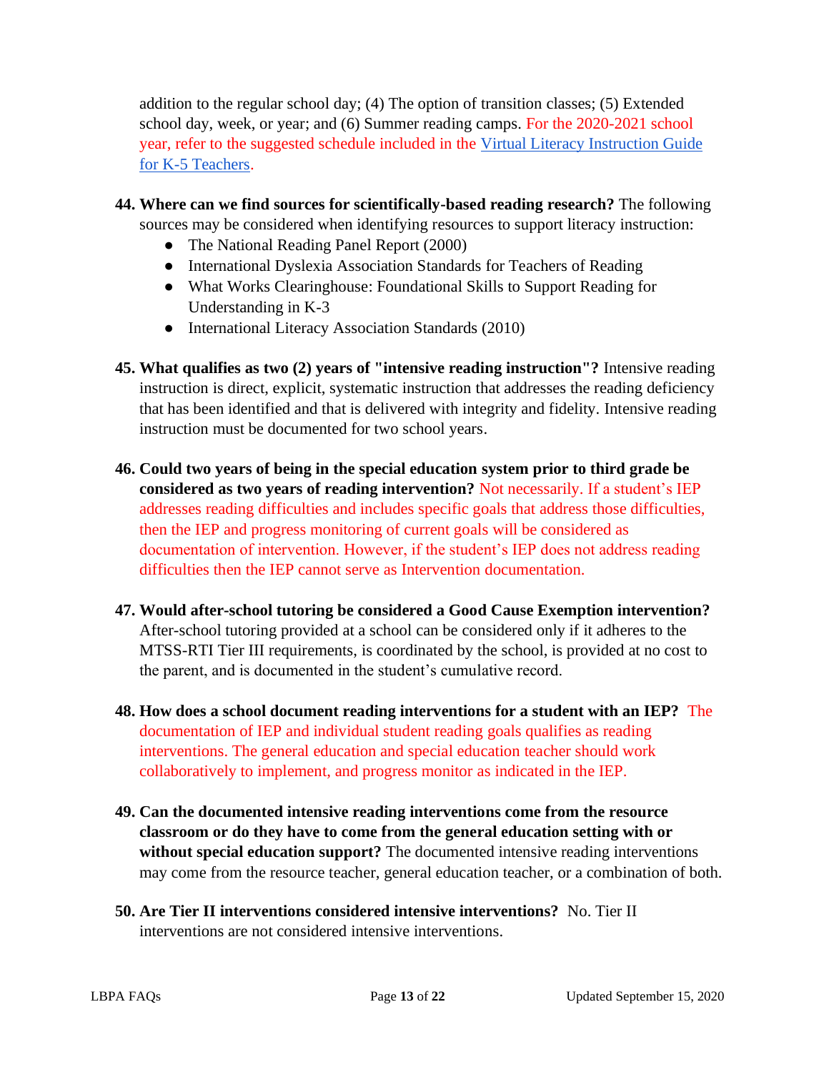addition to the regular school day; (4) The option of transition classes; (5) Extended school day, week, or year; and (6) Summer reading camps. For the 2020-2021 school year, refer to the suggested schedule included in the [Virtual Literacy Instruction Guide for K-5 Teachers](#).

44. **Where can we find sources for scientifically-based reading research?** The following sources may be considered when identifying resources to support literacy instruction:
    - The National Reading Panel Report (2000)
    - International Dyslexia Association Standards for Teachers of Reading
    - What Works Clearinghouse: Foundational Skills to Support Reading for Understanding in K-3
    - International Literacy Association Standards (2010)

45. **What qualifies as two (2) years of "intensive reading instruction"?** Intensive reading instruction is direct, explicit, systematic instruction that addresses the reading deficiency that has been identified and that is delivered with integrity and fidelity. Intensive reading instruction must be documented for two school years.

46. **Could two years of being in the special education system prior to third grade be considered as two years of reading intervention?** Not necessarily. If a student's IEP addresses reading difficulties and includes specific goals that address those difficulties, then the IEP and progress monitoring of current goals will be considered as documentation of intervention. However, if the student's IEP does not address reading difficulties then the IEP cannot serve as Intervention documentation.

47. **Would after-school tutoring be considered a Good Cause Exemption intervention?** After-school tutoring provided at a school can be considered only if it adheres to the MTSS-RTI Tier III requirements, is coordinated by the school, is provided at no cost to the parent, and is documented in the student's cumulative record.

48. **How does a school document reading interventions for a student with an IEP?** The documentation of IEP and individual student reading goals qualifies as reading interventions. The general education and special education teacher should work collaboratively to implement, and progress monitor as indicated in the IEP.

49. **Can the documented intensive reading interventions come from the resource classroom or do they have to come from the general education setting with or without special education support?** The documented intensive reading interventions may come from the resource teacher, general education teacher, or a combination of both.

50. **Are Tier II interventions considered intensive interventions?** No. Tier II interventions are not considered intensive interventions.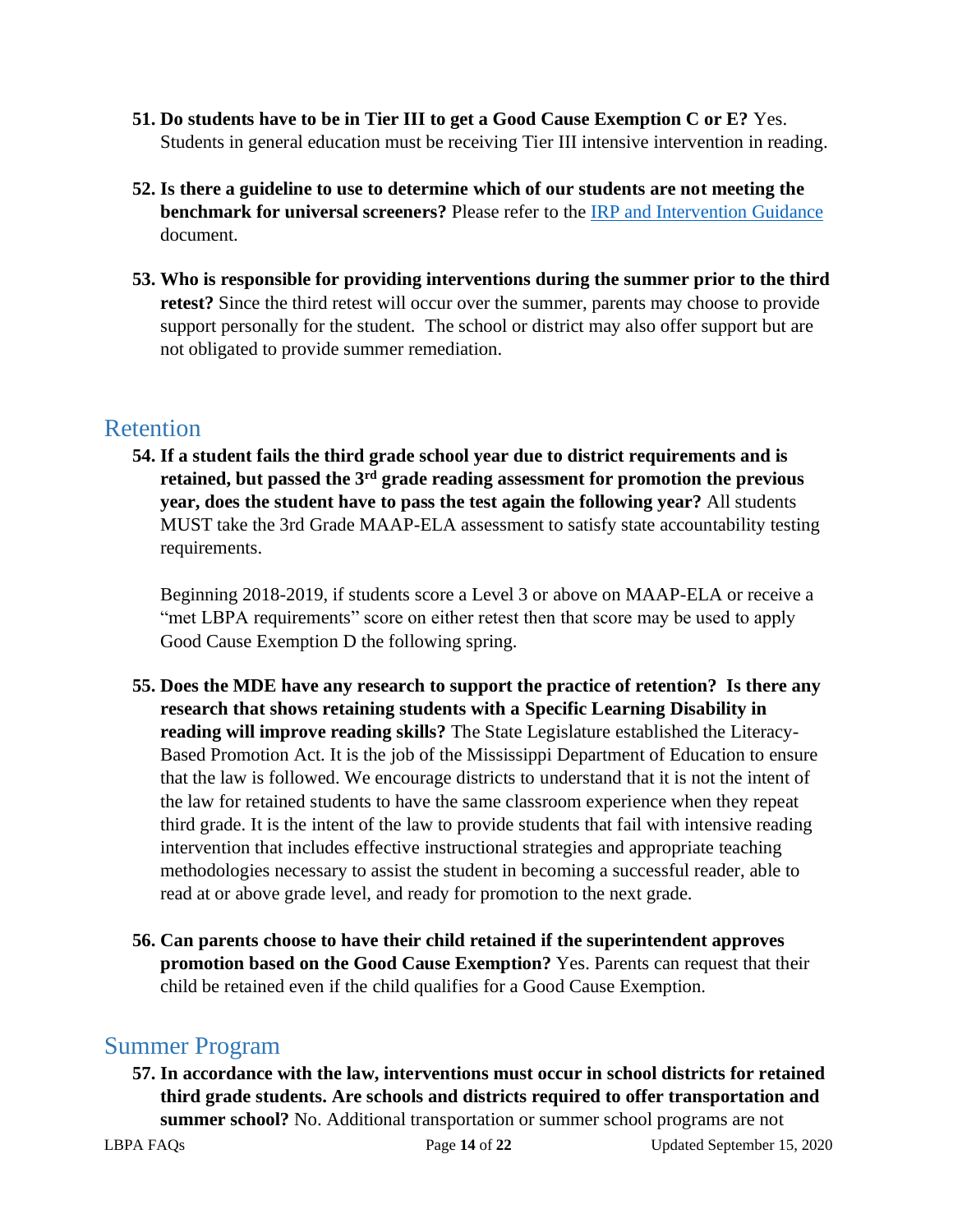51. **Do students have to be in Tier III to get a Good Cause Exemption C or E?** Yes. Students in general education must be receiving Tier III intensive intervention in reading.

52. **Is there a guideline to use to determine which of our students are not meeting the benchmark for universal screeners?** Please refer to the [IRP and Intervention Guidance]() document.

53. **Who is responsible for providing interventions during the summer prior to the third retest?** Since the third retest will occur over the summer, parents may choose to provide support personally for the student. The school or district may also offer support but are not obligated to provide summer remediation.

## Retention

54. **If a student fails the third grade school year due to district requirements and is retained, but passed the 3rd grade reading assessment for promotion the previous year, does the student have to pass the test again the following year?** All students MUST take the 3rd Grade MAAP-ELA assessment to satisfy state accountability testing requirements.

    Beginning 2018-2019, if students score a Level 3 or above on MAAP-ELA or receive a "met LBPA requirements" score on either retest then that score may be used to apply Good Cause Exemption D the following spring.

55. **Does the MDE have any research to support the practice of retention? Is there any research that shows retaining students with a Specific Learning Disability in reading will improve reading skills?** The State Legislature established the Literacy-Based Promotion Act. It is the job of the Mississippi Department of Education to ensure that the law is followed. We encourage districts to understand that it is not the intent of the law for retained students to have the same classroom experience when they repeat third grade. It is the intent of the law to provide students that fail with intensive reading intervention that includes effective instructional strategies and appropriate teaching methodologies necessary to assist the student in becoming a successful reader, able to read at or above grade level, and ready for promotion to the next grade.

56. **Can parents choose to have their child retained if the superintendent approves promotion based on the Good Cause Exemption?** Yes. Parents can request that their child be retained even if the child qualifies for a Good Cause Exemption.

## Summer Program

57. **In accordance with the law, interventions must occur in school districts for retained third grade students. Are schools and districts required to offer transportation and summer school?** No. Additional transportation or summer school programs are not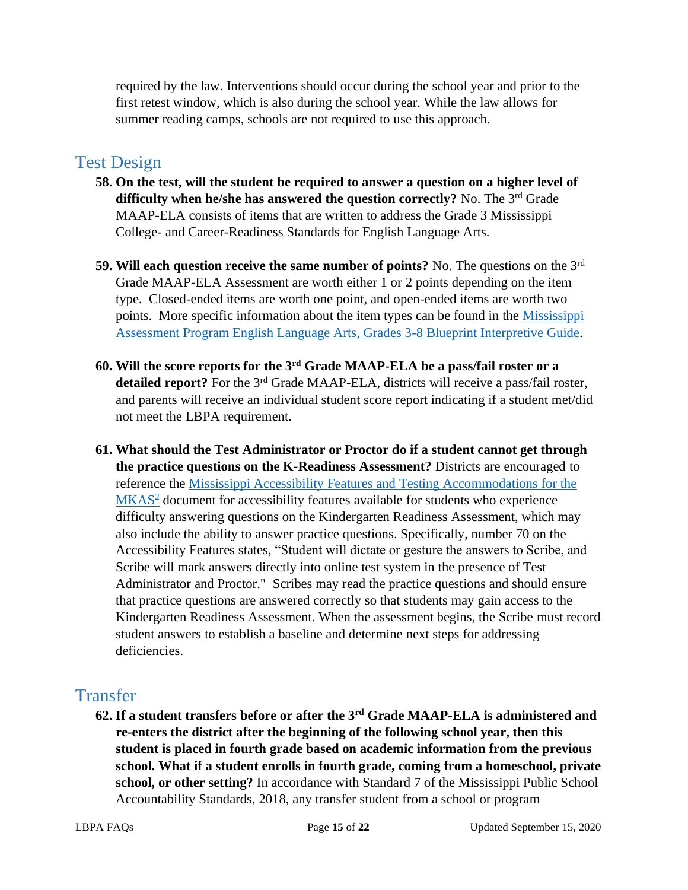required by the law. Interventions should occur during the school year and prior to the first retest window, which is also during the school year. While the law allows for summer reading camps, schools are not required to use this approach.

## Test Design

**58. On the test, will the student be required to answer a question on a higher level of difficulty when he/she has answered the question correctly?** No. The 3rd Grade MAAP-ELA consists of items that are written to address the Grade 3 Mississippi College- and Career-Readiness Standards for English Language Arts.

**59. Will each question receive the same number of points?** No. The questions on the 3rd Grade MAAP-ELA Assessment are worth either 1 or 2 points depending on the item type. Closed-ended items are worth one point, and open-ended items are worth two points. More specific information about the item types can be found in the Mississippi Assessment Program English Language Arts, Grades 3-8 Blueprint Interpretive Guide.

**60. Will the score reports for the 3rd Grade MAAP-ELA be a pass/fail roster or a detailed report?** For the 3rd Grade MAAP-ELA, districts will receive a pass/fail roster, and parents will receive an individual student score report indicating if a student met/did not meet the LBPA requirement.

**61. What should the Test Administrator or Proctor do if a student cannot get through the practice questions on the K-Readiness Assessment?** Districts are encouraged to reference the Mississippi Accessibility Features and Testing Accommodations for the MKAS[2] document for accessibility features available for students who experience difficulty answering questions on the Kindergarten Readiness Assessment, which may also include the ability to answer practice questions. Specifically, number 70 on the Accessibility Features states, "Student will dictate or gesture the answers to Scribe, and Scribe will mark answers directly into online test system in the presence of Test Administrator and Proctor." Scribes may read the practice questions and should ensure that practice questions are answered correctly so that students may gain access to the Kindergarten Readiness Assessment. When the assessment begins, the Scribe must record student answers to establish a baseline and determine next steps for addressing deficiencies.

## Transfer

**62. If a student transfers before or after the 3rd Grade MAAP-ELA is administered and re-enters the district after the beginning of the following school year, then this student is placed in fourth grade based on academic information from the previous school. What if a student enrolls in fourth grade, coming from a homeschool, private school, or other setting?** In accordance with Standard 7 of the Mississippi Public School Accountability Standards, 2018, any transfer student from a school or program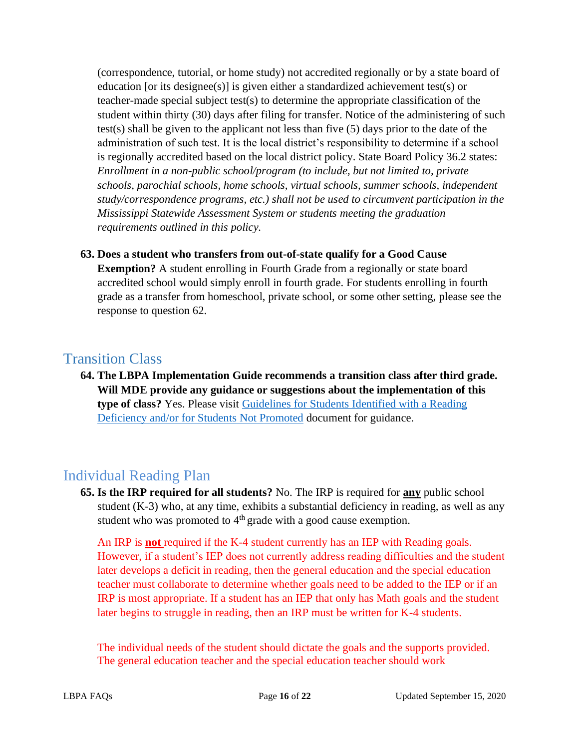(correspondence, tutorial, or home study) not accredited regionally or by a state board of education [or its designee(s)] is given either a standardized achievement test(s) or teacher-made special subject test(s) to determine the appropriate classification of the student within thirty (30) days after filing for transfer. Notice of the administering of such test(s) shall be given to the applicant not less than five (5) days prior to the date of the administration of such test. It is the local district's responsibility to determine if a school is regionally accredited based on the local district policy. State Board Policy 36.2 states: *Enrollment in a non-public school/program (to include, but not limited to, private schools, parochial schools, home schools, virtual schools, summer schools, independent study/correspondence programs, etc.) shall not be used to circumvent participation in the Mississippi Statewide Assessment System or students meeting the graduation requirements outlined in this policy.*

63. **Does a student who transfers from out-of-state qualify for a Good Cause Exemption?** A student enrolling in Fourth Grade from a regionally or state board accredited school would simply enroll in fourth grade. For students enrolling in fourth grade as a transfer from homeschool, private school, or some other setting, please see the response to question 62.

## Transition Class

64. **The LBPA Implementation Guide recommends a transition class after third grade. Will MDE provide any guidance or suggestions about the implementation of this type of class?** Yes. Please visit Guidelines for Students Identified with a Reading Deficiency and/or for Students Not Promoted document for guidance.

## Individual Reading Plan

65. **Is the IRP required for all students?** No. The IRP is required for **any** public school student (K-3) who, at any time, exhibits a substantial deficiency in reading, as well as any student who was promoted to 4th grade with a good cause exemption.

    An IRP is **not** required if the K-4 student currently has an IEP with Reading goals. However, if a student's IEP does not currently address reading difficulties and the student later develops a deficit in reading, then the general education and the special education teacher must collaborate to determine whether goals need to be added to the IEP or if an IRP is most appropriate. If a student has an IEP that only has Math goals and the student later begins to struggle in reading, then an IRP must be written for K-4 students.

    The individual needs of the student should dictate the goals and the supports provided. The general education teacher and the special education teacher should work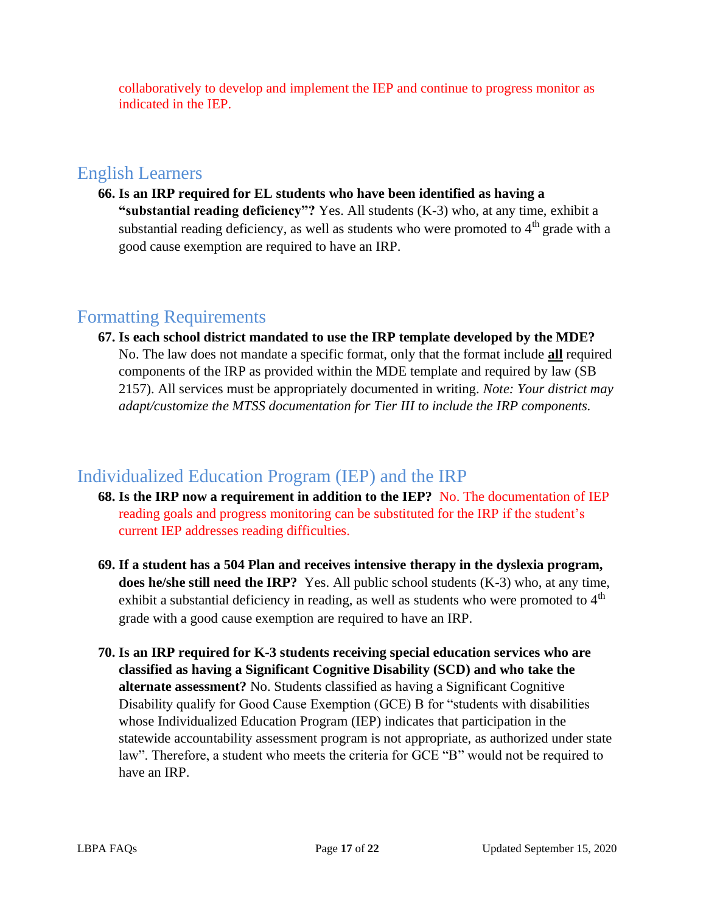collaboratively to develop and implement the IEP and continue to progress monitor as indicated in the IEP.

## English Learners

66. **Is an IRP required for EL students who have been identified as having a "substantial reading deficiency"?** Yes. All students (K-3) who, at any time, exhibit a substantial reading deficiency, as well as students who were promoted to 4th grade with a good cause exemption are required to have an IRP.

## Formatting Requirements

67. **Is each school district mandated to use the IRP template developed by the MDE?** No. The law does not mandate a specific format, only that the format include **all** required components of the IRP as provided within the MDE template and required by law (SB 2157). All services must be appropriately documented in writing. *Note: Your district may adapt/customize the MTSS documentation for Tier III to include the IRP components.*

## Individualized Education Program (IEP) and the IRP

68. **Is the IRP now a requirement in addition to the IEP?** No. The documentation of IEP reading goals and progress monitoring can be substituted for the IRP if the student's current IEP addresses reading difficulties.

69. **If a student has a 504 Plan and receives intensive therapy in the dyslexia program, does he/she still need the IRP?** Yes. All public school students (K-3) who, at any time, exhibit a substantial deficiency in reading, as well as students who were promoted to 4th grade with a good cause exemption are required to have an IRP.

70. **Is an IRP required for K-3 students receiving special education services who are classified as having a Significant Cognitive Disability (SCD) and who take the alternate assessment?** No. Students classified as having a Significant Cognitive Disability qualify for Good Cause Exemption (GCE) B for "students with disabilities whose Individualized Education Program (IEP) indicates that participation in the statewide accountability assessment program is not appropriate, as authorized under state law". Therefore, a student who meets the criteria for GCE "B" would not be required to have an IRP.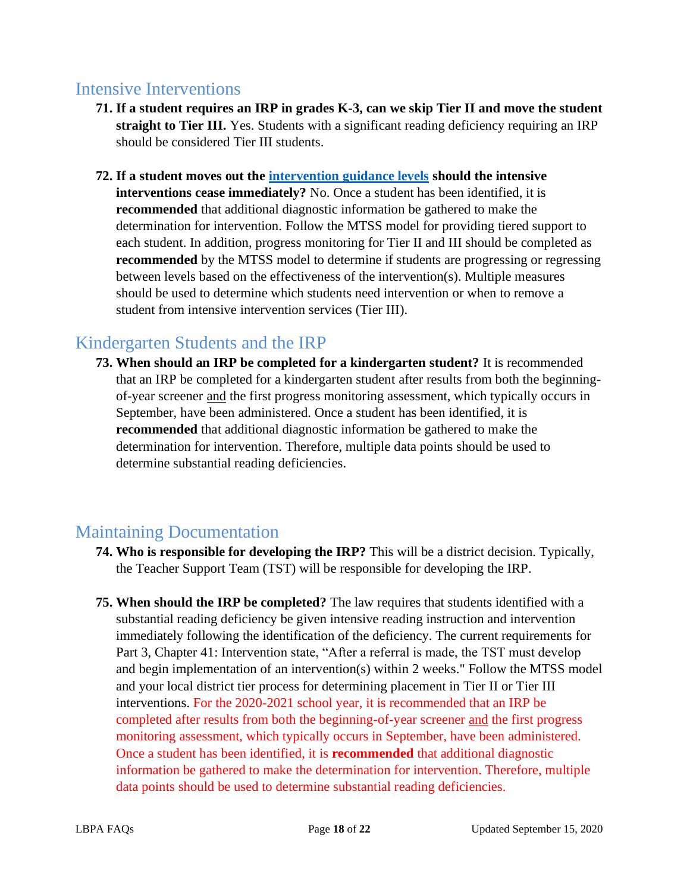## Intensive Interventions

71. **If a student requires an IRP in grades K-3, can we skip Tier II and move the student straight to Tier III.** Yes. Students with a significant reading deficiency requiring an IRP should be considered Tier III students.

72. **If a student moves out the intervention guidance levels should the intensive interventions cease immediately?** No. Once a student has been identified, it is **recommended** that additional diagnostic information be gathered to make the determination for intervention. Follow the MTSS model for providing tiered support to each student. In addition, progress monitoring for Tier II and III should be completed as **recommended** by the MTSS model to determine if students are progressing or regressing between levels based on the effectiveness of the intervention(s). Multiple measures should be used to determine which students need intervention or when to remove a student from intensive intervention services (Tier III).

## Kindergarten Students and the IRP

73. **When should an IRP be completed for a kindergarten student?** It is recommended that an IRP be completed for a kindergarten student after results from both the beginning-of-year screener and the first progress monitoring assessment, which typically occurs in September, have been administered. Once a student has been identified, it is **recommended** that additional diagnostic information be gathered to make the determination for intervention. Therefore, multiple data points should be used to determine substantial reading deficiencies.

## Maintaining Documentation

74. **Who is responsible for developing the IRP?** This will be a district decision. Typically, the Teacher Support Team (TST) will be responsible for developing the IRP.

75. **When should the IRP be completed?** The law requires that students identified with a substantial reading deficiency be given intensive reading instruction and intervention immediately following the identification of the deficiency. The current requirements for Part 3, Chapter 41: Intervention state, "After a referral is made, the TST must develop and begin implementation of an intervention(s) within 2 weeks." Follow the MTSS model and your local district tier process for determining placement in Tier II or Tier III interventions. For the 2020-2021 school year, it is recommended that an IRP be completed after results from both the beginning-of-year screener and the first progress monitoring assessment, which typically occurs in September, have been administered. Once a student has been identified, it is **recommended** that additional diagnostic information be gathered to make the determination for intervention. Therefore, multiple data points should be used to determine substantial reading deficiencies.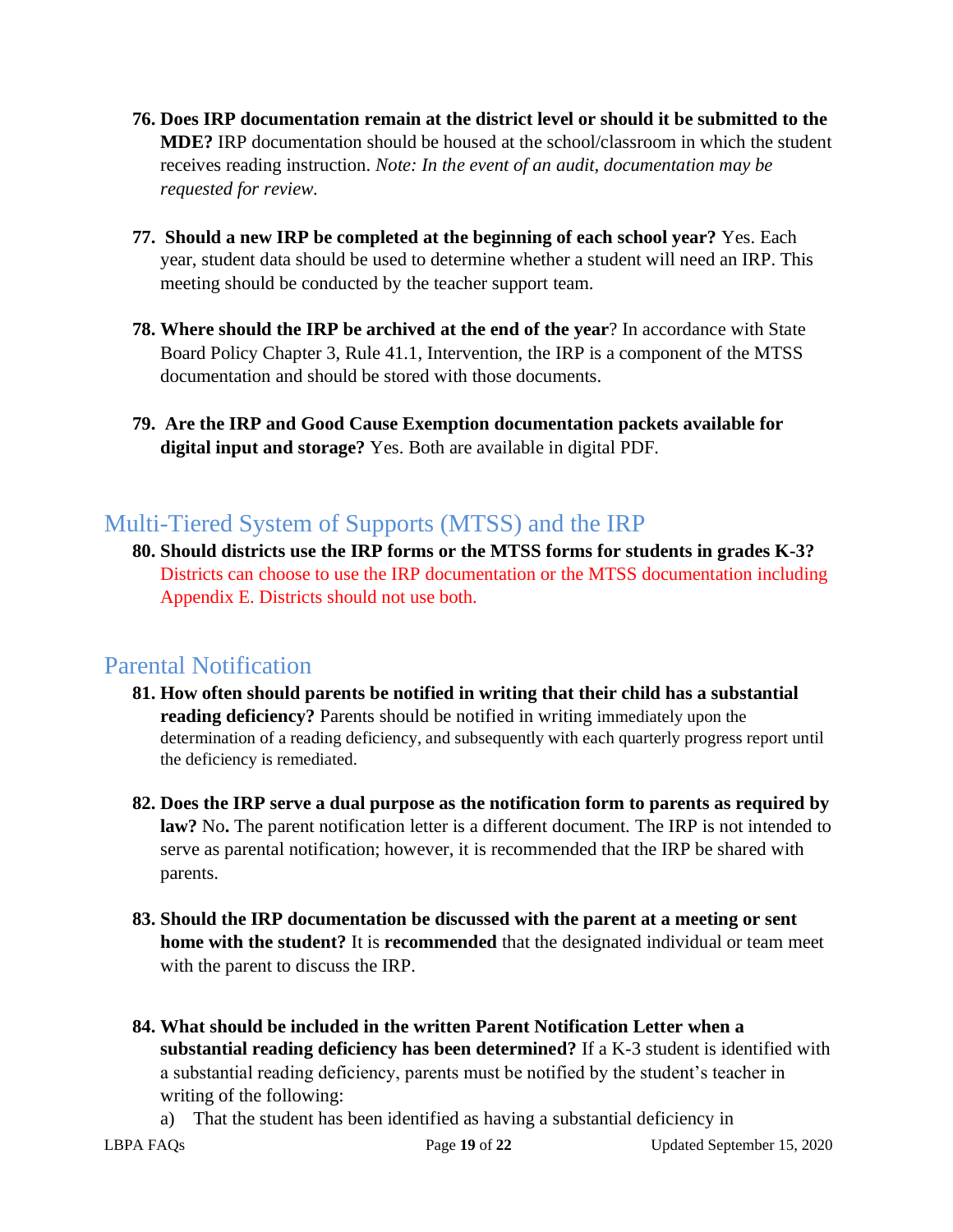76. **Does IRP documentation remain at the district level or should it be submitted to the MDE?** IRP documentation should be housed at the school/classroom in which the student receives reading instruction. *Note: In the event of an audit, documentation may be requested for review.*

77. **Should a new IRP be completed at the beginning of each school year?** Yes. Each year, student data should be used to determine whether a student will need an IRP. This meeting should be conducted by the teacher support team.

78. **Where should the IRP be archived at the end of the year**? In accordance with State Board Policy Chapter 3, Rule 41.1, Intervention, the IRP is a component of the MTSS documentation and should be stored with those documents.

79. **Are the IRP and Good Cause Exemption documentation packets available for digital input and storage?** Yes. Both are available in digital PDF.

## Multi-Tiered System of Supports (MTSS) and the IRP

80. **Should districts use the IRP forms or the MTSS forms for students in grades K-3?** Districts can choose to use the IRP documentation or the MTSS documentation including Appendix E. Districts should not use both.

## Parental Notification

81. **How often should parents be notified in writing that their child has a substantial reading deficiency?** Parents should be notified in writing immediately upon the determination of a reading deficiency, and subsequently with each quarterly progress report until the deficiency is remediated.

82. **Does the IRP serve a dual purpose as the notification form to parents as required by law?** No**.** The parent notification letter is a different document. The IRP is not intended to serve as parental notification; however, it is recommended that the IRP be shared with parents.

83. **Should the IRP documentation be discussed with the parent at a meeting or sent home with the student?** It is **recommended** that the designated individual or team meet with the parent to discuss the IRP.

84. **What should be included in the written Parent Notification Letter when a substantial reading deficiency has been determined?** If a K-3 student is identified with a substantial reading deficiency, parents must be notified by the student's teacher in writing of the following:
    a) That the student has been identified as having a substantial deficiency in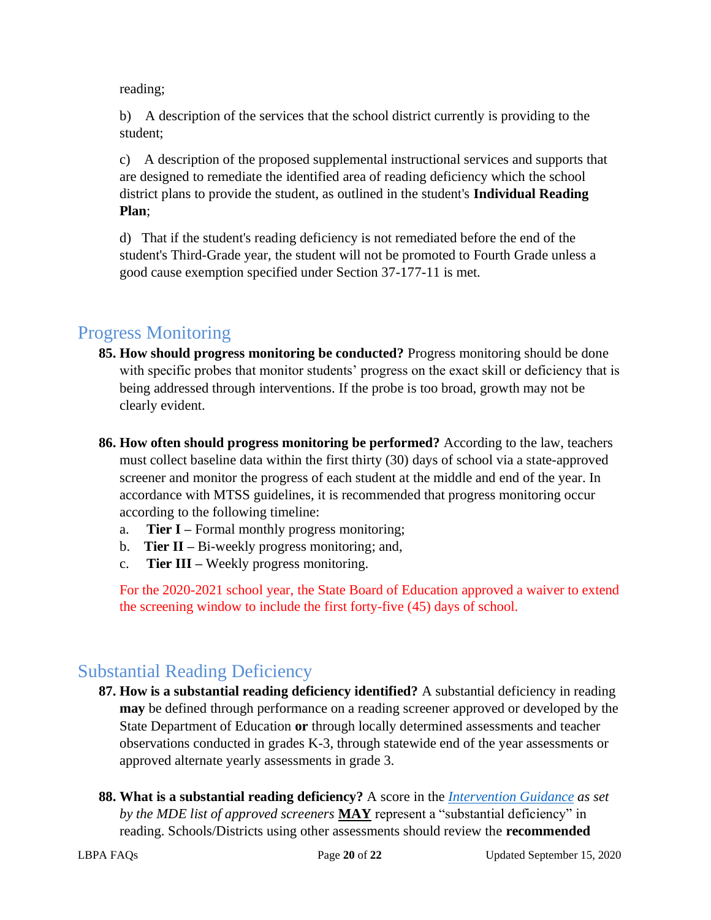reading;

b) A description of the services that the school district currently is providing to the student;

c) A description of the proposed supplemental instructional services and supports that are designed to remediate the identified area of reading deficiency which the school district plans to provide the student, as outlined in the student's **Individual Reading Plan**;

d) That if the student's reading deficiency is not remediated before the end of the student's Third-Grade year, the student will not be promoted to Fourth Grade unless a good cause exemption specified under Section 37-177-11 is met.

## Progress Monitoring

85. **How should progress monitoring be conducted?** Progress monitoring should be done with specific probes that monitor students' progress on the exact skill or deficiency that is being addressed through interventions. If the probe is too broad, growth may not be clearly evident.

86. **How often should progress monitoring be performed?** According to the law, teachers must collect baseline data within the first thirty (30) days of school via a state-approved screener and monitor the progress of each student at the middle and end of the year. In accordance with MTSS guidelines, it is recommended that progress monitoring occur according to the following timeline:
    a. **Tier I –** Formal monthly progress monitoring;
    b. **Tier II –** Bi-weekly progress monitoring; and,
    c. **Tier III –** Weekly progress monitoring.

    For the 2020-2021 school year, the State Board of Education approved a waiver to extend the screening window to include the first forty-five (45) days of school.

## Substantial Reading Deficiency

87. **How is a substantial reading deficiency identified?** A substantial deficiency in reading **may** be defined through performance on a reading screener approved or developed by the State Department of Education **or** through locally determined assessments and teacher observations conducted in grades K-3, through statewide end of the year assessments or approved alternate yearly assessments in grade 3.

88. **What is a substantial reading deficiency?** A score in the *Intervention Guidance as set by the MDE list of approved screeners* **MAY** represent a "substantial deficiency" in reading. Schools/Districts using other assessments should review the **recommended**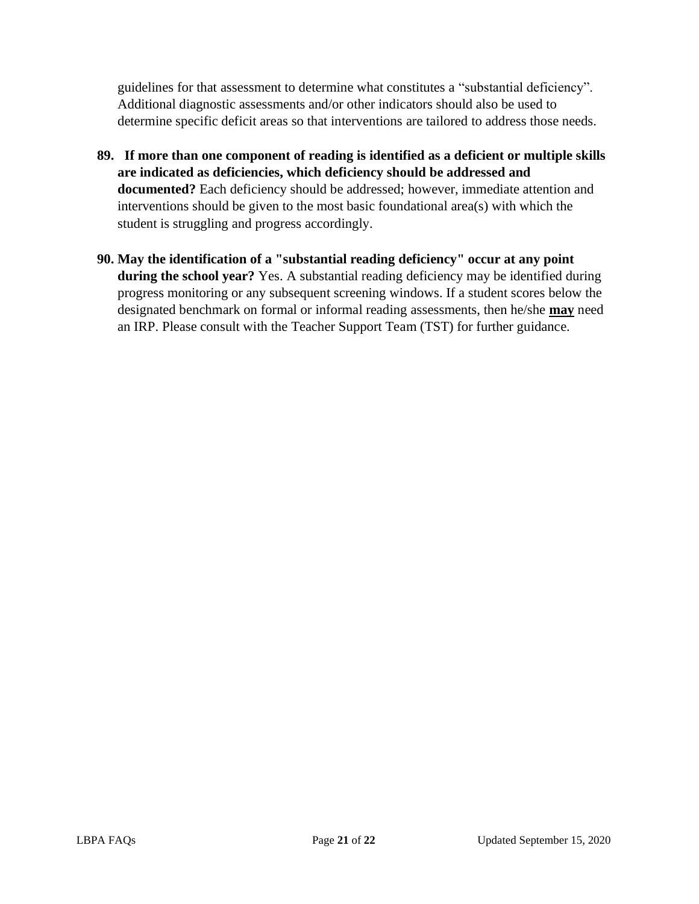guidelines for that assessment to determine what constitutes a "substantial deficiency". Additional diagnostic assessments and/or other indicators should also be used to determine specific deficit areas so that interventions are tailored to address those needs.

89. **If more than one component of reading is identified as a deficient or multiple skills are indicated as deficiencies, which deficiency should be addressed and documented?** Each deficiency should be addressed; however, immediate attention and interventions should be given to the most basic foundational area(s) with which the student is struggling and progress accordingly.

90. **May the identification of a "substantial reading deficiency" occur at any point during the school year?** Yes. A substantial reading deficiency may be identified during progress monitoring or any subsequent screening windows. If a student scores below the designated benchmark on formal or informal reading assessments, then he/she <u>**may**</u> need an IRP. Please consult with the Teacher Support Team (TST) for further guidance.